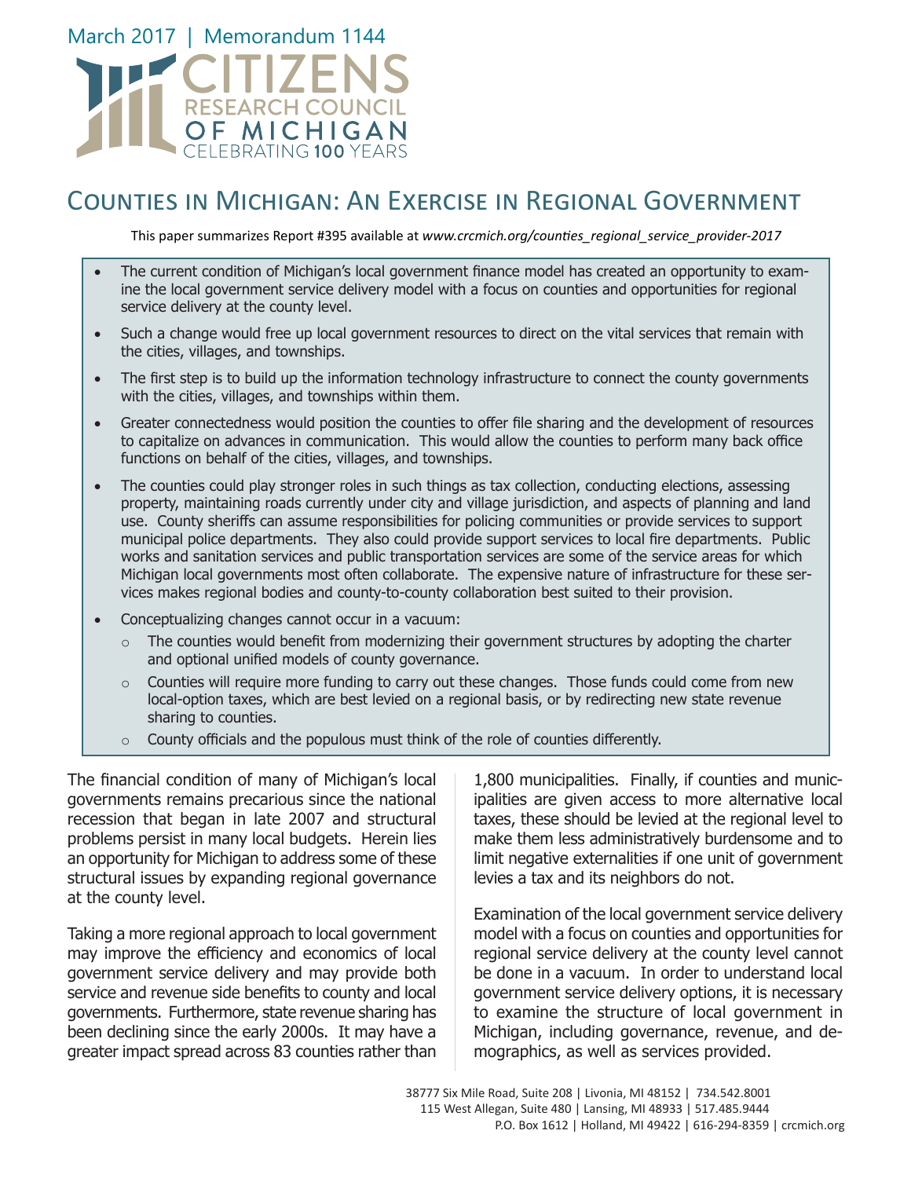March 2017 | Memorandum 1144

CITIZENS RESEARCH COUNCIL OF MICHIGAN
CELEBRATING 100 YEARS

# Counties in Michigan: An Exercise in Regional Government

This paper summarizes Report #395 available at *www.crcmich.org/counties_regional_service_provider-2017*

- The current condition of Michigan's local government finance model has created an opportunity to examine the local government service delivery model with a focus on counties and opportunities for regional service delivery at the county level.
- Such a change would free up local government resources to direct on the vital services that remain with the cities, villages, and townships.
- The first step is to build up the information technology infrastructure to connect the county governments with the cities, villages, and townships within them.
- Greater connectedness would position the counties to offer file sharing and the development of resources to capitalize on advances in communication. This would allow the counties to perform many back office functions on behalf of the cities, villages, and townships.
- The counties could play stronger roles in such things as tax collection, conducting elections, assessing property, maintaining roads currently under city and village jurisdiction, and aspects of planning and land use. County sheriffs can assume responsibilities for policing communities or provide services to support municipal police departments. They also could provide support services to local fire departments. Public works and sanitation services and public transportation services are some of the service areas for which Michigan local governments most often collaborate. The expensive nature of infrastructure for these services makes regional bodies and county-to-county collaboration best suited to their provision.
- Conceptualizing changes cannot occur in a vacuum:
  - The counties would benefit from modernizing their government structures by adopting the charter and optional unified models of county governance.
  - Counties will require more funding to carry out these changes. Those funds could come from new local-option taxes, which are best levied on a regional basis, or by redirecting new state revenue sharing to counties.
  - County officials and the populous must think of the role of counties differently.

The financial condition of many of Michigan's local governments remains precarious since the national recession that began in late 2007 and structural problems persist in many local budgets. Herein lies an opportunity for Michigan to address some of these structural issues by expanding regional governance at the county level.

Taking a more regional approach to local government may improve the efficiency and economics of local government service delivery and may provide both service and revenue side benefits to county and local governments. Furthermore, state revenue sharing has been declining since the early 2000s. It may have a greater impact spread across 83 counties rather than 1,800 municipalities. Finally, if counties and municipalities are given access to more alternative local taxes, these should be levied at the regional level to make them less administratively burdensome and to limit negative externalities if one unit of government levies a tax and its neighbors do not.

Examination of the local government service delivery model with a focus on counties and opportunities for regional service delivery at the county level cannot be done in a vacuum. In order to understand local government service delivery options, it is necessary to examine the structure of local government in Michigan, including governance, revenue, and demographics, as well as services provided.

38777 Six Mile Road, Suite 208 | Livonia, MI 48152 | 734.542.8001
115 West Allegan, Suite 480 | Lansing, MI 48933 | 517.485.9444
P.O. Box 1612 | Holland, MI 49422 | 616-294-8359 | crcmich.org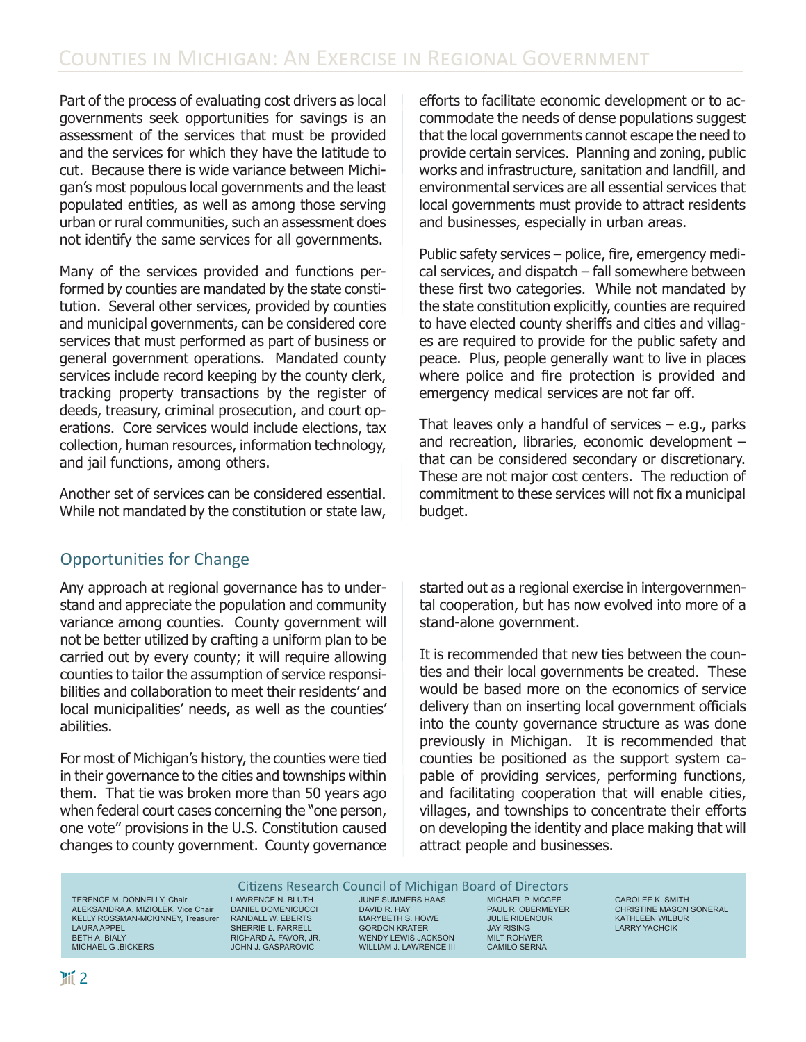Part of the process of evaluating cost drivers as local governments seek opportunities for savings is an assessment of the services that must be provided and the services for which they have the latitude to cut. Because there is wide variance between Michigan's most populous local governments and the least populated entities, as well as among those serving urban or rural communities, such an assessment does not identify the same services for all governments.

Many of the services provided and functions performed by counties are mandated by the state constitution. Several other services, provided by counties and municipal governments, can be considered core services that must performed as part of business or general government operations. Mandated county services include record keeping by the county clerk, tracking property transactions by the register of deeds, treasury, criminal prosecution, and court operations. Core services would include elections, tax collection, human resources, information technology, and jail functions, among others.

Another set of services can be considered essential. While not mandated by the constitution or state law, efforts to facilitate economic development or to accommodate the needs of dense populations suggest that the local governments cannot escape the need to provide certain services. Planning and zoning, public works and infrastructure, sanitation and landfill, and environmental services are all essential services that local governments must provide to attract residents and businesses, especially in urban areas.

Public safety services – police, fire, emergency medical services, and dispatch – fall somewhere between these first two categories. While not mandated by the state constitution explicitly, counties are required to have elected county sheriffs and cities and villages are required to provide for the public safety and peace. Plus, people generally want to live in places where police and fire protection is provided and emergency medical services are not far off.

That leaves only a handful of services – e.g., parks and recreation, libraries, economic development – that can be considered secondary or discretionary. These are not major cost centers. The reduction of commitment to these services will not fix a municipal budget.

## Opportunities for Change

Any approach at regional governance has to understand and appreciate the population and community variance among counties. County government will not be better utilized by crafting a uniform plan to be carried out by every county; it will require allowing counties to tailor the assumption of service responsibilities and collaboration to meet their residents' and local municipalities' needs, as well as the counties' abilities.

For most of Michigan's history, the counties were tied in their governance to the cities and townships within them. That tie was broken more than 50 years ago when federal court cases concerning the "one person, one vote" provisions in the U.S. Constitution caused changes to county government. County governance started out as a regional exercise in intergovernmental cooperation, but has now evolved into more of a stand-alone government.

It is recommended that new ties between the counties and their local governments be created. These would be based more on the economics of service delivery than on inserting local government officials into the county governance structure as was done previously in Michigan. It is recommended that counties be positioned as the support system capable of providing services, performing functions, and facilitating cooperation that will enable cities, villages, and townships to concentrate their efforts on developing the identity and place making that will attract people and businesses.

**Citizens Research Council of Michigan Board of Directors**

TERENCE M. DONNELLY, Chair
ALEKSANDRA A. MIZIOLEK, Vice Chair
KELLY ROSSMAN-MCKINNEY, Treasurer
LAURA APPEL
BETH A. BIALY
MICHAEL G .BICKERS
LAWRENCE N. BLUTH
DANIEL DOMENICUCCI
RANDALL W. EBERTS
SHERRIE L. FARRELL
RICHARD A. FAVOR, JR.
JOHN J. GASPAROVIC
JUNE SUMMERS HAAS
DAVID R. HAY
MARYBETH S. HOWE
GORDON KRATER
WENDY LEWIS JACKSON
WILLIAM J. LAWRENCE III
MICHAEL P. MCGEE
PAUL R. OBERMEYER
JULIE RIDENOUR
JAY RISING
MILT ROHWER
CAMILO SERNA
CAROLEE K. SMITH
CHRISTINE MASON SONERAL
KATHLEEN WILBUR
LARRY YACHCIK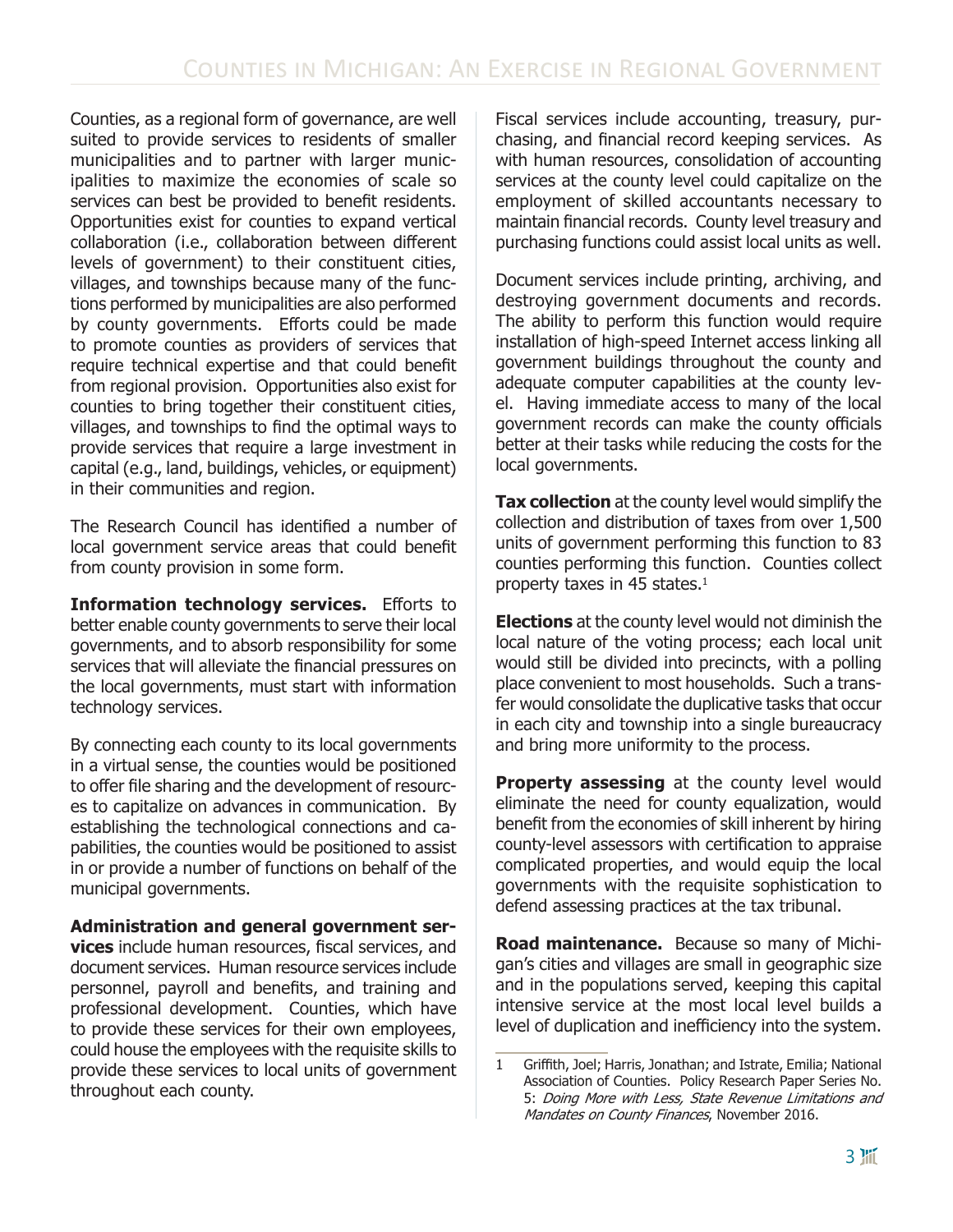Counties, as a regional form of governance, are well suited to provide services to residents of smaller municipalities and to partner with larger municipalities to maximize the economies of scale so services can best be provided to benefit residents. Opportunities exist for counties to expand vertical collaboration (i.e., collaboration between different levels of government) to their constituent cities, villages, and townships because many of the functions performed by municipalities are also performed by county governments. Efforts could be made to promote counties as providers of services that require technical expertise and that could benefit from regional provision. Opportunities also exist for counties to bring together their constituent cities, villages, and townships to find the optimal ways to provide services that require a large investment in capital (e.g., land, buildings, vehicles, or equipment) in their communities and region.

The Research Council has identified a number of local government service areas that could benefit from county provision in some form.

**Information technology services.** Efforts to better enable county governments to serve their local governments, and to absorb responsibility for some services that will alleviate the financial pressures on the local governments, must start with information technology services.

By connecting each county to its local governments in a virtual sense, the counties would be positioned to offer file sharing and the development of resources to capitalize on advances in communication. By establishing the technological connections and capabilities, the counties would be positioned to assist in or provide a number of functions on behalf of the municipal governments.

**Administration and general government services** include human resources, fiscal services, and document services. Human resource services include personnel, payroll and benefits, and training and professional development. Counties, which have to provide these services for their own employees, could house the employees with the requisite skills to provide these services to local units of government throughout each county.

Fiscal services include accounting, treasury, purchasing, and financial record keeping services. As with human resources, consolidation of accounting services at the county level could capitalize on the employment of skilled accountants necessary to maintain financial records. County level treasury and purchasing functions could assist local units as well.

Document services include printing, archiving, and destroying government documents and records. The ability to perform this function would require installation of high-speed Internet access linking all government buildings throughout the county and adequate computer capabilities at the county level. Having immediate access to many of the local government records can make the county officials better at their tasks while reducing the costs for the local governments.

**Tax collection** at the county level would simplify the collection and distribution of taxes from over 1,500 units of government performing this function to 83 counties performing this function. Counties collect property taxes in 45 states.[1]

**Elections** at the county level would not diminish the local nature of the voting process; each local unit would still be divided into precincts, with a polling place convenient to most households. Such a transfer would consolidate the duplicative tasks that occur in each city and township into a single bureaucracy and bring more uniformity to the process.

**Property assessing** at the county level would eliminate the need for county equalization, would benefit from the economies of skill inherent by hiring county-level assessors with certification to appraise complicated properties, and would equip the local governments with the requisite sophistication to defend assessing practices at the tax tribunal.

**Road maintenance.** Because so many of Michigan's cities and villages are small in geographic size and in the populations served, keeping this capital intensive service at the most local level builds a level of duplication and inefficiency into the system.

---

1 Griffith, Joel; Harris, Jonathan; and Istrate, Emilia; National Association of Counties. Policy Research Paper Series No. 5: *Doing More with Less, State Revenue Limitations and Mandates on County Finances*, November 2016.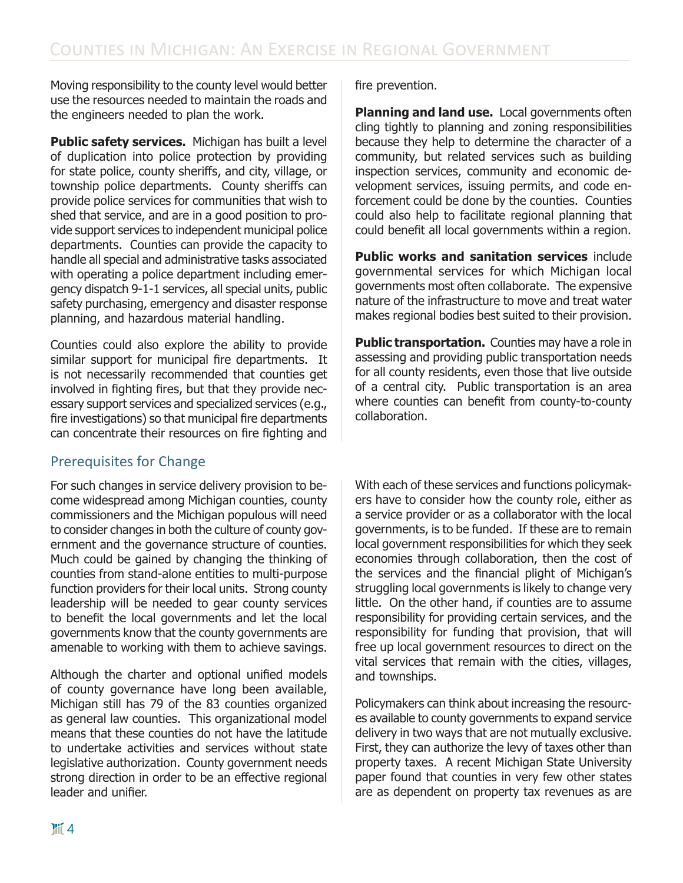Moving responsibility to the county level would better use the resources needed to maintain the roads and the engineers needed to plan the work.

**Public safety services.** Michigan has built a level of duplication into police protection by providing for state police, county sheriffs, and city, village, or township police departments. County sheriffs can provide police services for communities that wish to shed that service, and are in a good position to provide support services to independent municipal police departments. Counties can provide the capacity to handle all special and administrative tasks associated with operating a police department including emergency dispatch 9-1-1 services, all special units, public safety purchasing, emergency and disaster response planning, and hazardous material handling.

Counties could also explore the ability to provide similar support for municipal fire departments. It is not necessarily recommended that counties get involved in fighting fires, but that they provide necessary support services and specialized services (e.g., fire investigations) so that municipal fire departments can concentrate their resources on fire fighting and fire prevention.

**Planning and land use.** Local governments often cling tightly to planning and zoning responsibilities because they help to determine the character of a community, but related services such as building inspection services, community and economic development services, issuing permits, and code enforcement could be done by the counties. Counties could also help to facilitate regional planning that could benefit all local governments within a region.

**Public works and sanitation services** include governmental services for which Michigan local governments most often collaborate. The expensive nature of the infrastructure to move and treat water makes regional bodies best suited to their provision.

**Public transportation.** Counties may have a role in assessing and providing public transportation needs for all county residents, even those that live outside of a central city. Public transportation is an area where counties can benefit from county-to-county collaboration.

## Prerequisites for Change

For such changes in service delivery provision to become widespread among Michigan counties, county commissioners and the Michigan populous will need to consider changes in both the culture of county government and the governance structure of counties. Much could be gained by changing the thinking of counties from stand-alone entities to multi-purpose function providers for their local units. Strong county leadership will be needed to gear county services to benefit the local governments and let the local governments know that the county governments are amenable to working with them to achieve savings.

Although the charter and optional unified models of county governance have long been available, Michigan still has 79 of the 83 counties organized as general law counties. This organizational model means that these counties do not have the latitude to undertake activities and services without state legislative authorization. County government needs strong direction in order to be an effective regional leader and unifier.

With each of these services and functions policymakers have to consider how the county role, either as a service provider or as a collaborator with the local governments, is to be funded. If these are to remain local government responsibilities for which they seek economies through collaboration, then the cost of the services and the financial plight of Michigan's struggling local governments is likely to change very little. On the other hand, if counties are to assume responsibility for providing certain services, and the responsibility for funding that provision, that will free up local government resources to direct on the vital services that remain with the cities, villages, and townships.

Policymakers can think about increasing the resources available to county governments to expand service delivery in two ways that are not mutually exclusive. First, they can authorize the levy of taxes other than property taxes. A recent Michigan State University paper found that counties in very few other states are as dependent on property tax revenues as are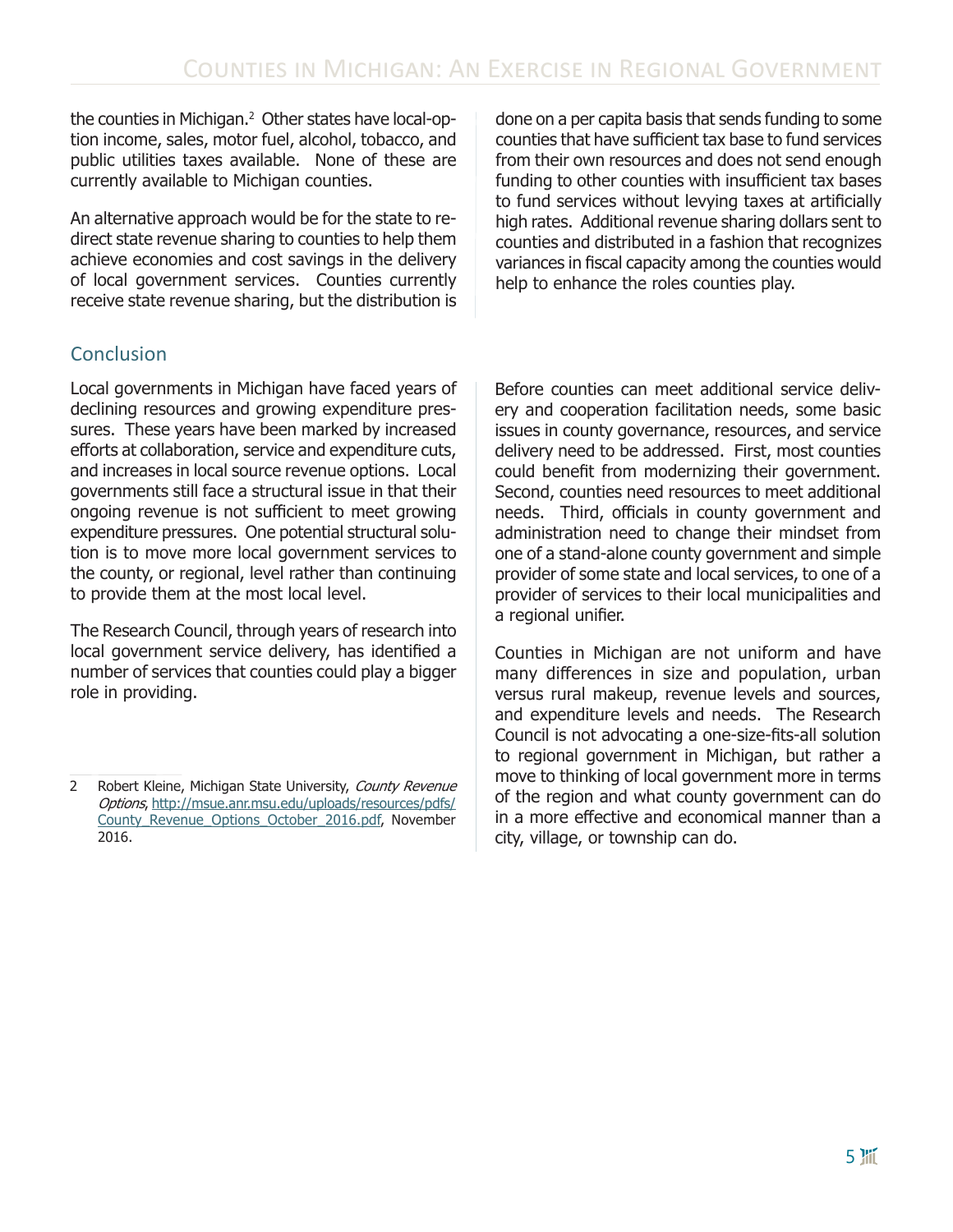the counties in Michigan.[2] Other states have local-option income, sales, motor fuel, alcohol, tobacco, and public utilities taxes available. None of these are currently available to Michigan counties.

An alternative approach would be for the state to redirect state revenue sharing to counties to help them achieve economies and cost savings in the delivery of local government services. Counties currently receive state revenue sharing, but the distribution is done on a per capita basis that sends funding to some counties that have sufficient tax base to fund services from their own resources and does not send enough funding to other counties with insufficient tax bases to fund services without levying taxes at artificially high rates. Additional revenue sharing dollars sent to counties and distributed in a fashion that recognizes variances in fiscal capacity among the counties would help to enhance the roles counties play.

## Conclusion

Local governments in Michigan have faced years of declining resources and growing expenditure pressures. These years have been marked by increased efforts at collaboration, service and expenditure cuts, and increases in local source revenue options. Local governments still face a structural issue in that their ongoing revenue is not sufficient to meet growing expenditure pressures. One potential structural solution is to move more local government services to the county, or regional, level rather than continuing to provide them at the most local level.

The Research Council, through years of research into local government service delivery, has identified a number of services that counties could play a bigger role in providing.

Before counties can meet additional service delivery and cooperation facilitation needs, some basic issues in county governance, resources, and service delivery need to be addressed. First, most counties could benefit from modernizing their government. Second, counties need resources to meet additional needs. Third, officials in county government and administration need to change their mindset from one of a stand-alone county government and simple provider of some state and local services, to one of a provider of services to their local municipalities and a regional unifier.

Counties in Michigan are not uniform and have many differences in size and population, urban versus rural makeup, revenue levels and sources, and expenditure levels and needs. The Research Council is not advocating a one-size-fits-all solution to regional government in Michigan, but rather a move to thinking of local government more in terms of the region and what county government can do in a more effective and economical manner than a city, village, or township can do.

---

[2] Robert Kleine, Michigan State University, *County Revenue Options*, http://msue.anr.msu.edu/uploads/resources/pdfs/County_Revenue_Options_October_2016.pdf, November 2016.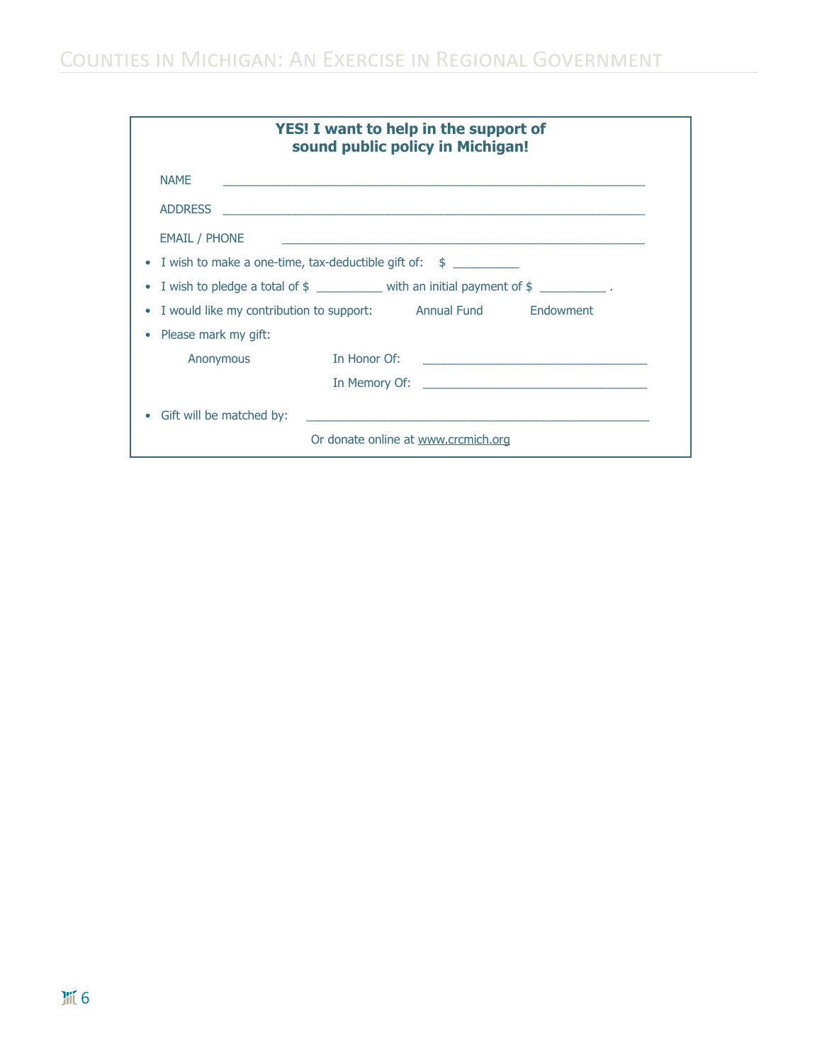**YES! I want to help in the support of sound public policy in Michigan!**

NAME ____________________________________________________________

ADDRESS ____________________________________________________________

EMAIL / PHONE ______________________________________________________

- I wish to make a one-time, tax-deductible gift of: $ __________
- I wish to pledge a total of $ __________ with an initial payment of $ __________ .
- I would like my contribution to support: Annual Fund Endowment
- Please mark my gift:

  Anonymous In Honor Of: _________________________________

  In Memory Of: _________________________________

- Gift will be matched by: __________________________________________________

Or donate online at www.crcmich.org